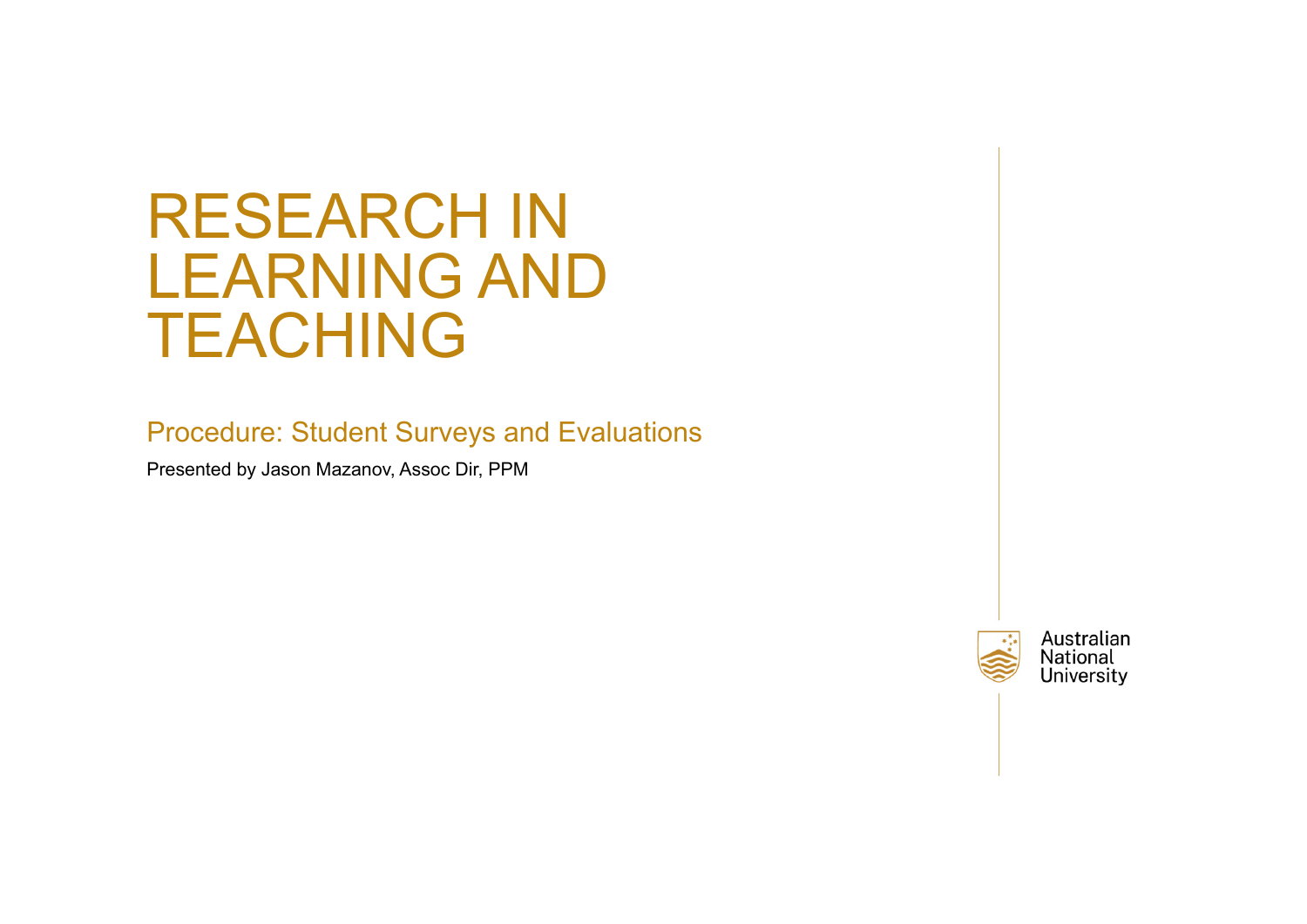# RESEARCH IN LEARNING AND TEACHING

## Procedure: Student Surveys and Evaluations

Presented by Jason Mazanov, Assoc Dir, PPM

Australian National University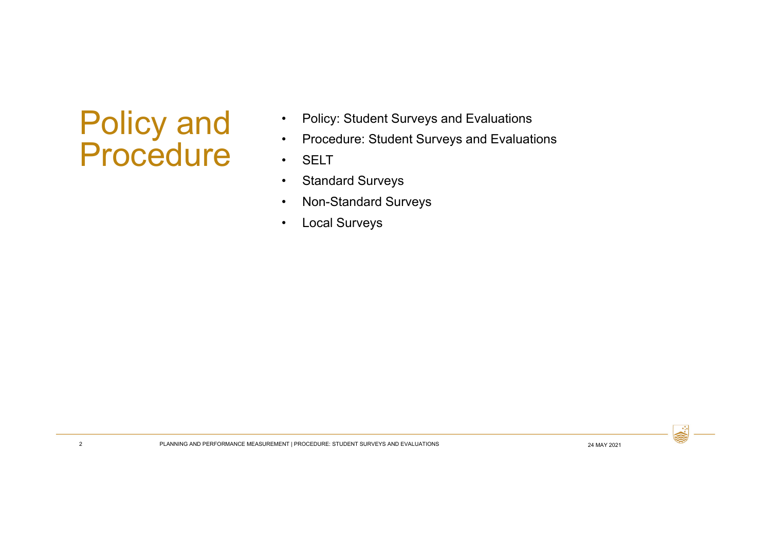# Policy and Procedure

- Policy: Student Surveys and Evaluations
- Procedure: Student Surveys and Evaluations
- SELT
- Standard Surveys
- Non-Standard Surveys
- Local Surveys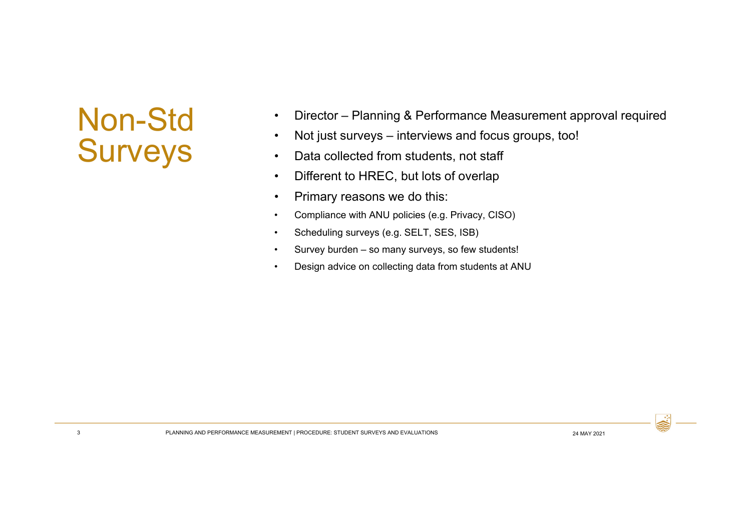# Non-Std Surveys

- Director – Planning & Performance Measurement approval required
- Not just surveys – interviews and focus groups, too!
- Data collected from students, not staff
- Different to HREC, but lots of overlap
- Primary reasons we do this:
- Compliance with ANU policies (e.g. Privacy, CISO)
- Scheduling surveys (e.g. SELT, SES, ISB)
- Survey burden – so many surveys, so few students!
- Design advice on collecting data from students at ANU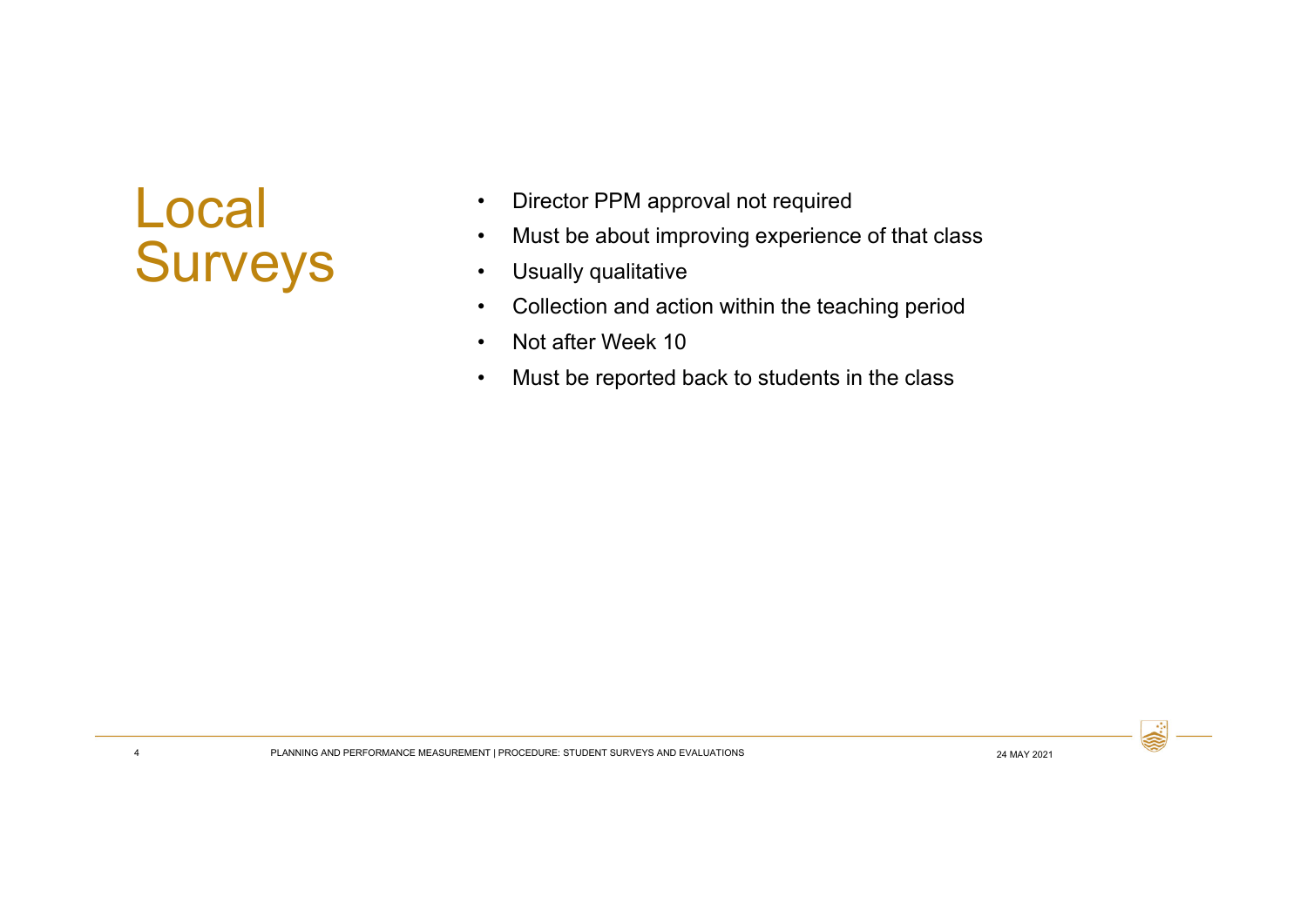# Local Surveys

- Director PPM approval not required
- Must be about improving experience of that class
- Usually qualitative
- Collection and action within the teaching period
- Not after Week 10
- Must be reported back to students in the class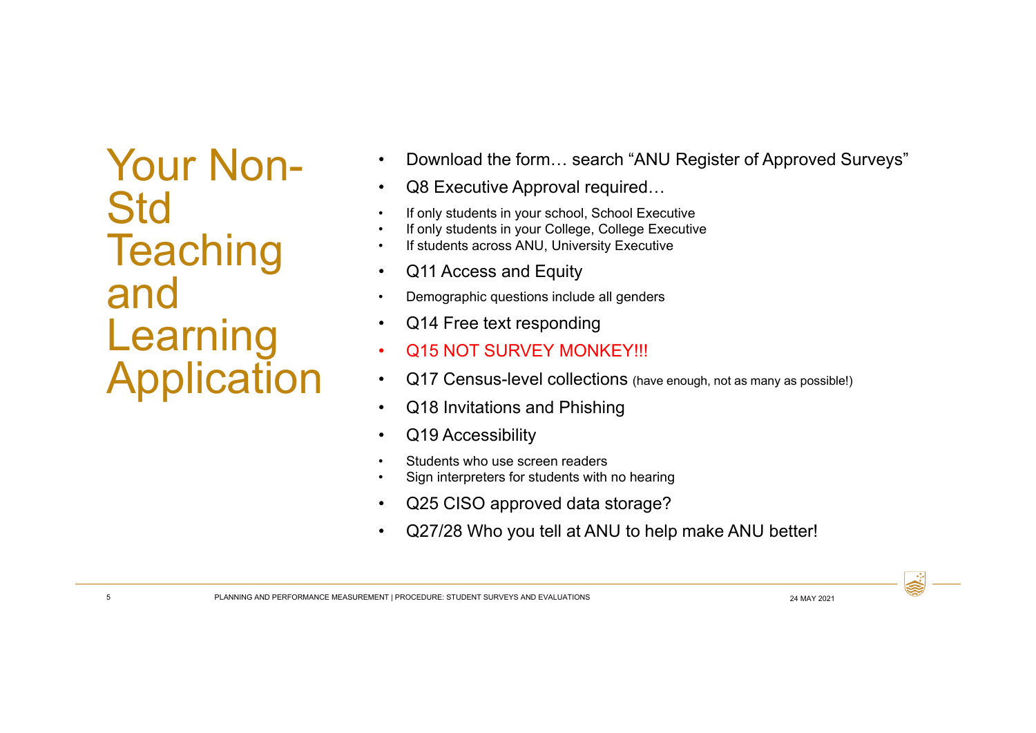# Your Non-Std Teaching and Learning Application

- Download the form… search “ANU Register of Approved Surveys”
- Q8 Executive Approval required…
  - If only students in your school, School Executive
  - If only students in your College, College Executive
  - If students across ANU, University Executive
- Q11 Access and Equity
  - Demographic questions include all genders
- Q14 Free text responding
- Q15 NOT SURVEY MONKEY!!!
- Q17 Census-level collections (have enough, not as many as possible!)
- Q18 Invitations and Phishing
- Q19 Accessibility
  - Students who use screen readers
  - Sign interpreters for students with no hearing
- Q25 CISO approved data storage?
- Q27/28 Who you tell at ANU to help make ANU better!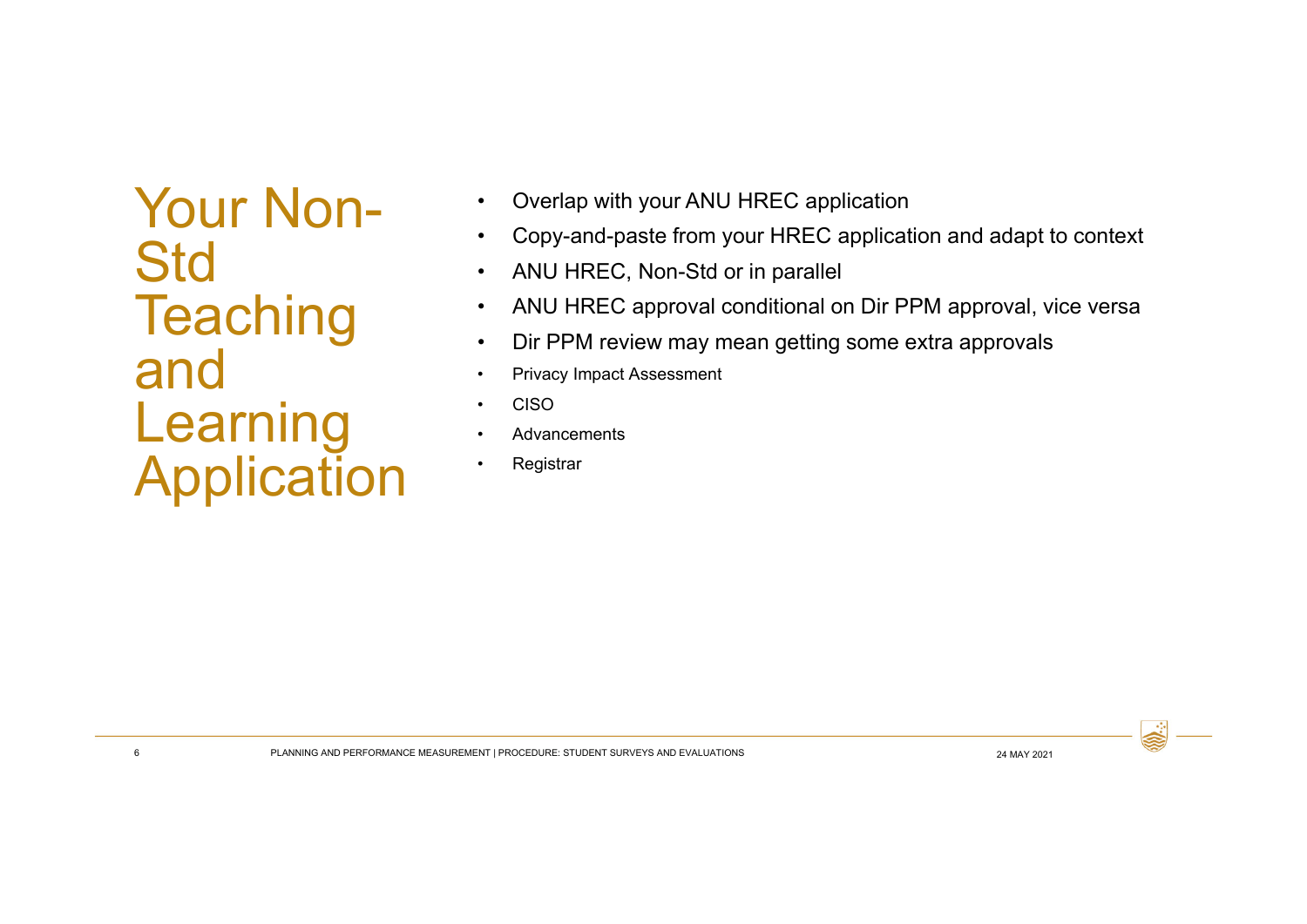# Your Non-Std Teaching and Learning Application

- Overlap with your ANU HREC application
- Copy-and-paste from your HREC application and adapt to context
- ANU HREC, Non-Std or in parallel
- ANU HREC approval conditional on Dir PPM approval, vice versa
- Dir PPM review may mean getting some extra approvals
  - Privacy Impact Assessment
  - CISO
  - Advancements
  - Registrar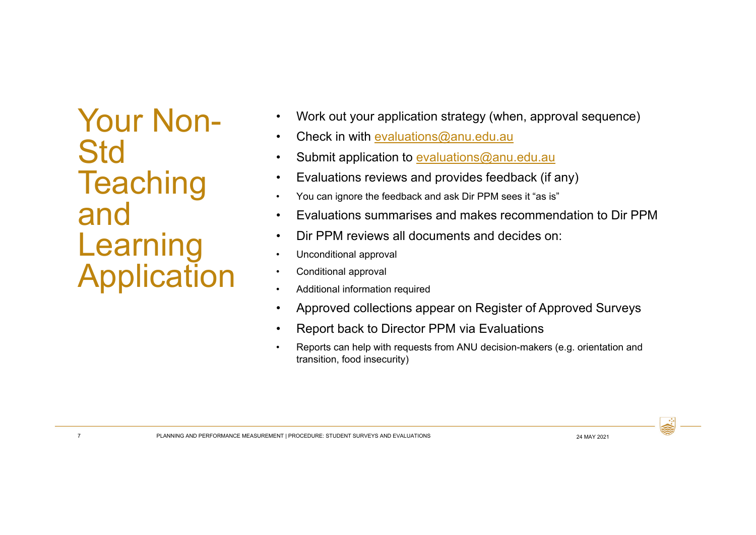# Your Non-Std Teaching and Learning Application

- Work out your application strategy (when, approval sequence)
- Check in with evaluations@anu.edu.au
- Submit application to evaluations@anu.edu.au
- Evaluations reviews and provides feedback (if any)
- You can ignore the feedback and ask Dir PPM sees it "as is"
- Evaluations summarises and makes recommendation to Dir PPM
- Dir PPM reviews all documents and decides on:
- Unconditional approval
- Conditional approval
- Additional information required
- Approved collections appear on Register of Approved Surveys
- Report back to Director PPM via Evaluations
- Reports can help with requests from ANU decision-makers (e.g. orientation and transition, food insecurity)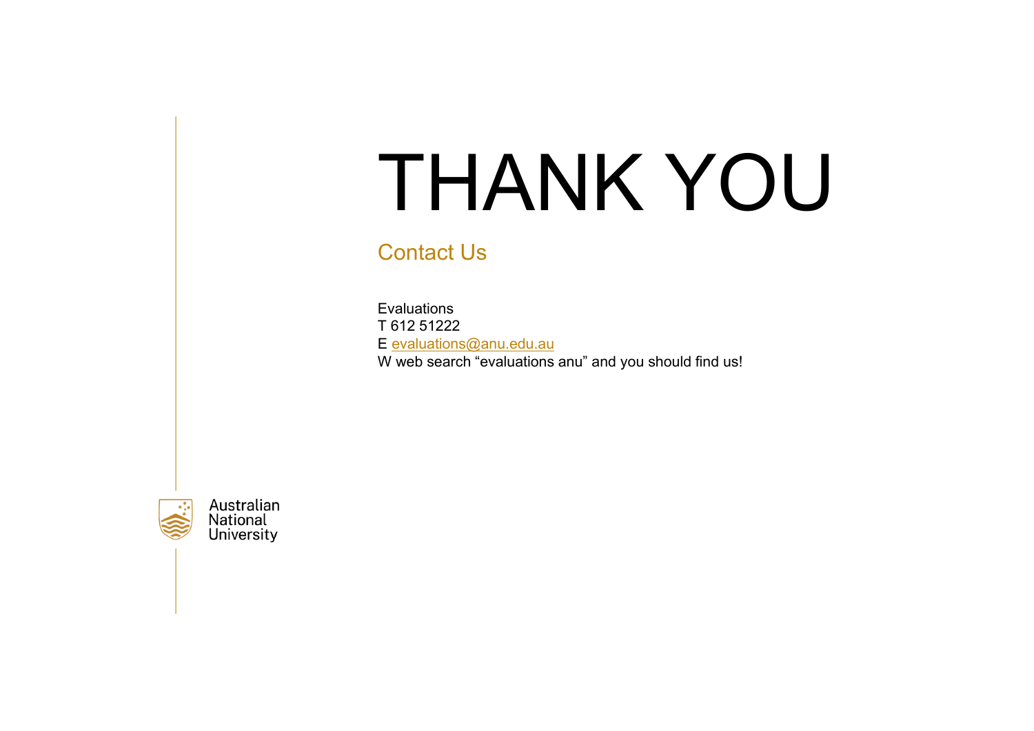# THANK YOU

## Contact Us

Evaluations
T 612 51222
E evaluations@anu.edu.au
W web search "evaluations anu" and you should find us!

Australian National University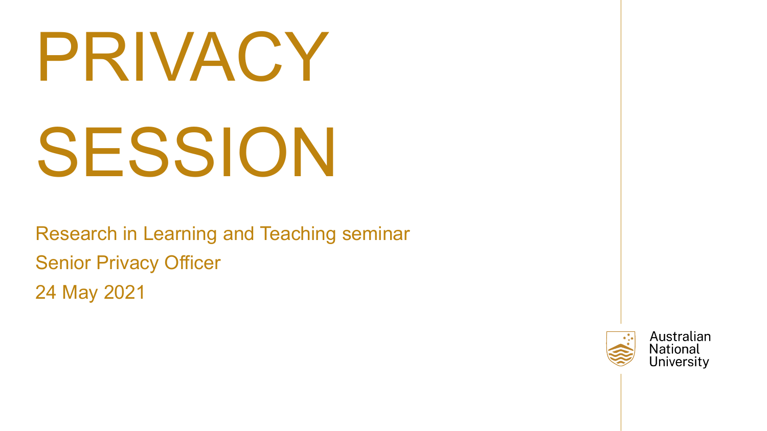# PRIVACY SESSION

Research in Learning and Teaching seminar

Senior Privacy Officer

24 May 2021

Australian National University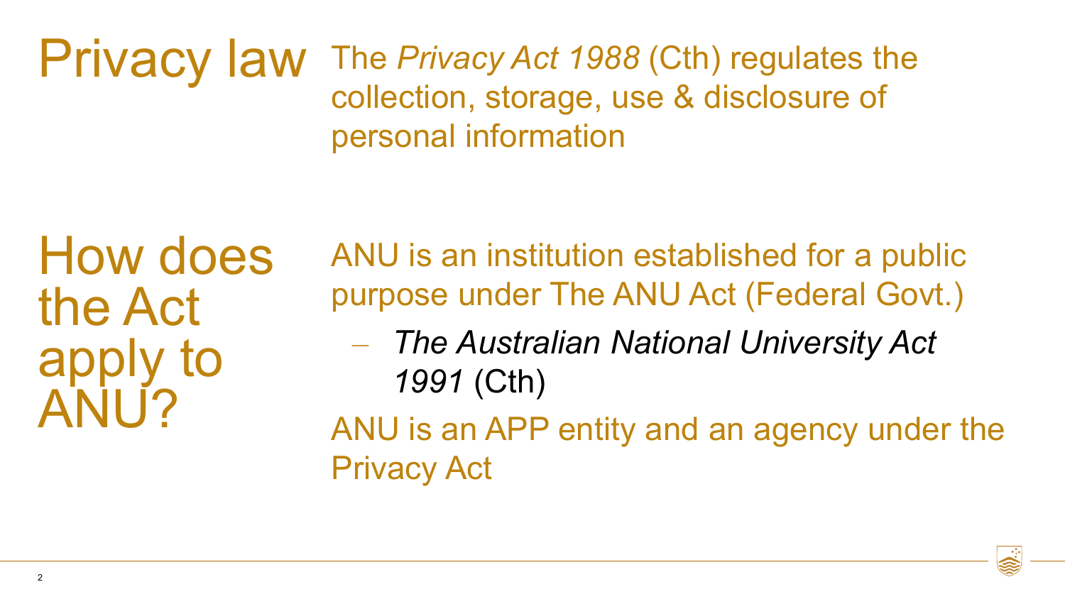## Privacy law

The *Privacy Act 1988* (Cth) regulates the collection, storage, use & disclosure of personal information

## How does the Act apply to ANU?

ANU is an institution established for a public purpose under The ANU Act (Federal Govt.)

- *The Australian National University Act 1991* (Cth)

ANU is an APP entity and an agency under the Privacy Act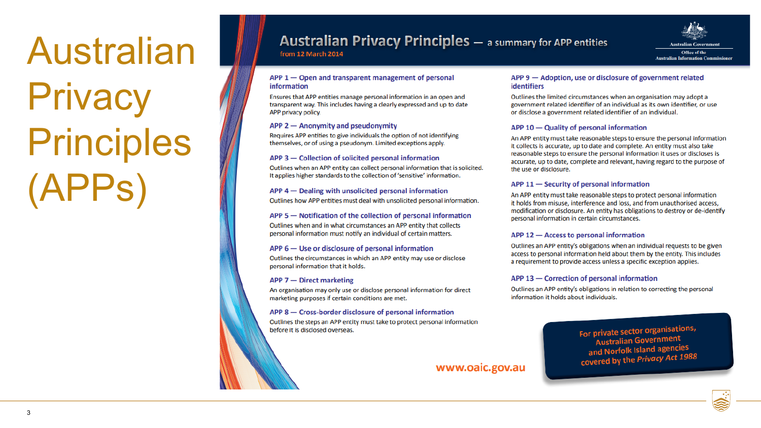# Australian Privacy Principles (APPs)

## Australian Privacy Principles — a summary for APP entities

from 12 March 2014

Australian Government
Office of the Australian Information Commissioner

### APP 1 — Open and transparent management of personal information

Ensures that APP entities manage personal information in an open and transparent way. This includes having a clearly expressed and up to date APP privacy policy.

### APP 2 — Anonymity and pseudonymity

Requires APP entities to give individuals the option of not identifying themselves, or of using a pseudonym. Limited exceptions apply.

### APP 3 — Collection of solicited personal information

Outlines when an APP entity can collect personal information that is solicited. It applies higher standards to the collection of 'sensitive' information.

### APP 4 — Dealing with unsolicited personal information

Outlines how APP entities must deal with unsolicited personal information.

### APP 5 — Notification of the collection of personal information

Outlines when and in what circumstances an APP entity that collects personal information must notify an individual of certain matters.

### APP 6 — Use or disclosure of personal information

Outlines the circumstances in which an APP entity may use or disclose personal information that it holds.

### APP 7 — Direct marketing

An organisation may only use or disclose personal information for direct marketing purposes if certain conditions are met.

### APP 8 — Cross-border disclosure of personal information

Outlines the steps an APP entity must take to protect personal information before it is disclosed overseas.

### APP 9 — Adoption, use or disclosure of government related identifiers

Outlines the limited circumstances when an organisation may adopt a government related identifier of an individual as its own identifier, or use or disclose a government related identifier of an individual.

### APP 10 — Quality of personal information

An APP entity must take reasonable steps to ensure the personal information it collects is accurate, up to date and complete. An entity must also take reasonable steps to ensure the personal information it uses or discloses is accurate, up to date, complete and relevant, having regard to the purpose of the use or disclosure.

### APP 11 — Security of personal information

An APP entity must take reasonable steps to protect personal information it holds from misuse, interference and loss, and from unauthorised access, modification or disclosure. An entity has obligations to destroy or de-identify personal information in certain circumstances.

### APP 12 — Access to personal information

Outlines an APP entity's obligations when an individual requests to be given access to personal information held about them by the entity. This includes a requirement to provide access unless a specific exception applies.

### APP 13 — Correction of personal information

Outlines an APP entity's obligations in relation to correcting the personal information it holds about individuals.

For private sector organisations, Australian Government and Norfolk Island agencies covered by the *Privacy Act 1988*

www.oaic.gov.au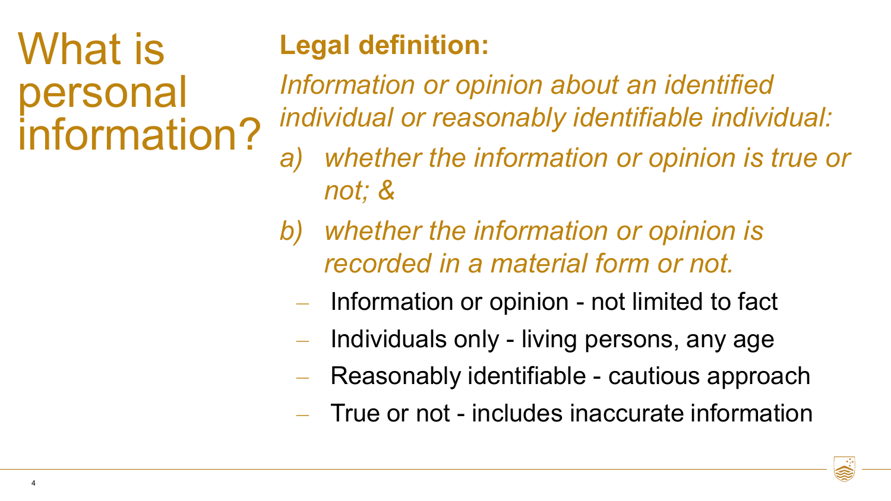# What is personal information?

**Legal definition:**

*Information or opinion about an identified individual or reasonably identifiable individual:*

*a) whether the information or opinion is true or not; &*

*b) whether the information or opinion is recorded in a material form or not.*

- Information or opinion - not limited to fact
- Individuals only - living persons, any age
- Reasonably identifiable - cautious approach
- True or not - includes inaccurate information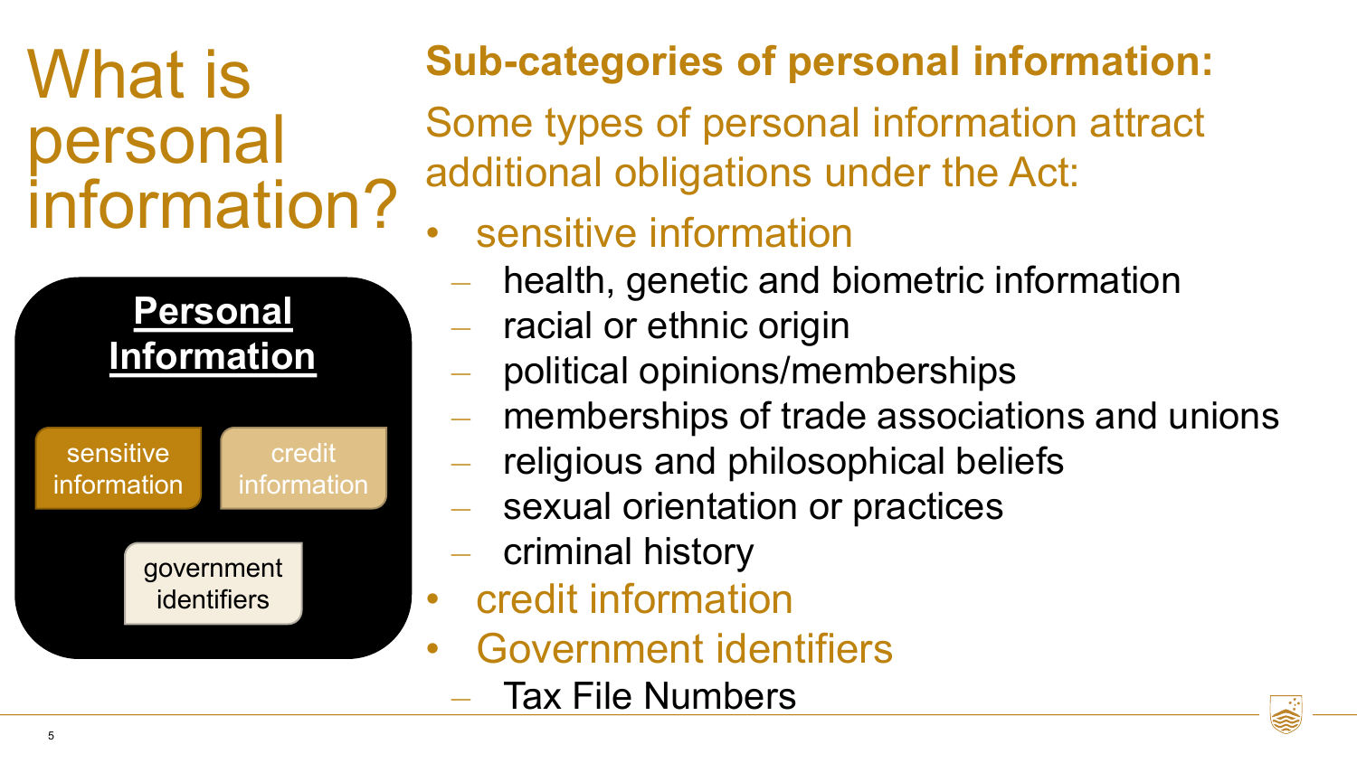# What is personal information?

**Personal Information**

- sensitive information
- credit information
- government identifiers

## Sub-categories of personal information:

Some types of personal information attract additional obligations under the Act:

- sensitive information
  - health, genetic and biometric information
  - racial or ethnic origin
  - political opinions/memberships
  - memberships of trade associations and unions
  - religious and philosophical beliefs
  - sexual orientation or practices
  - criminal history
- credit information
- Government identifiers
  - Tax File Numbers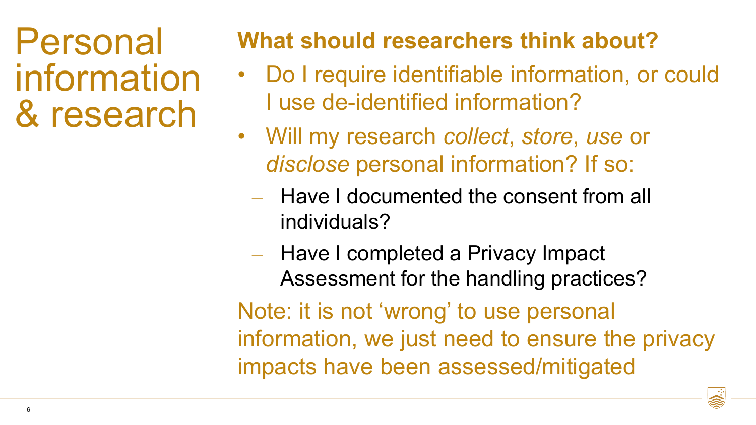# Personal information & research

## What should researchers think about?

- Do I require identifiable information, or could I use de-identified information?
- Will my research *collect*, *store*, *use* or *disclose* personal information? If so:
  - Have I documented the consent from all individuals?
  - Have I completed a Privacy Impact Assessment for the handling practices?

Note: it is not 'wrong' to use personal information, we just need to ensure the privacy impacts have been assessed/mitigated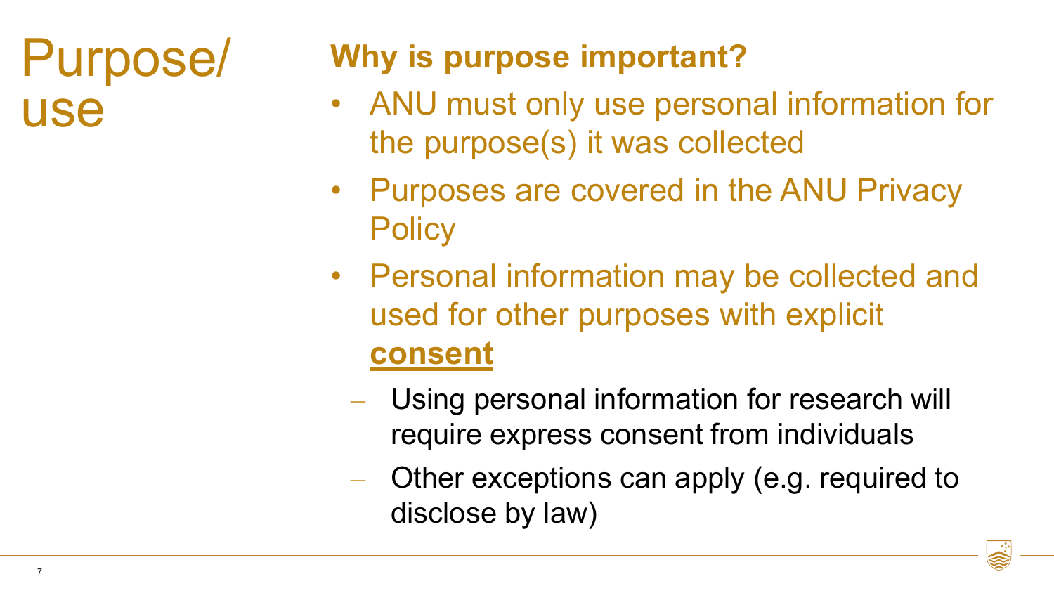# Purpose/ use

## Why is purpose important?

- ANU must only use personal information for the purpose(s) it was collected
- Purposes are covered in the ANU Privacy Policy
- Personal information may be collected and used for other purposes with explicit **consent**
  - Using personal information for research will require express consent from individuals
  - Other exceptions can apply (e.g. required to disclose by law)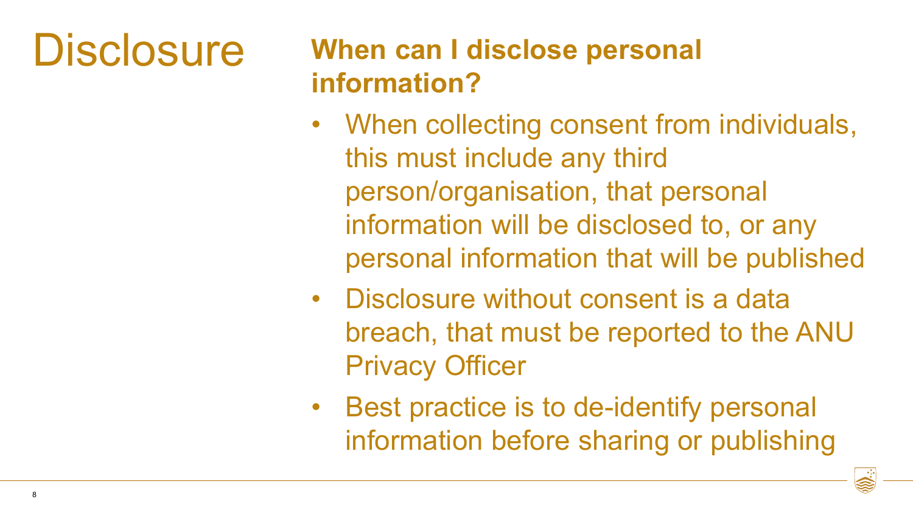# Disclosure

## When can I disclose personal information?

- When collecting consent from individuals, this must include any third person/organisation, that personal information will be disclosed to, or any personal information that will be published
- Disclosure without consent is a data breach, that must be reported to the ANU Privacy Officer
- Best practice is to de-identify personal information before sharing or publishing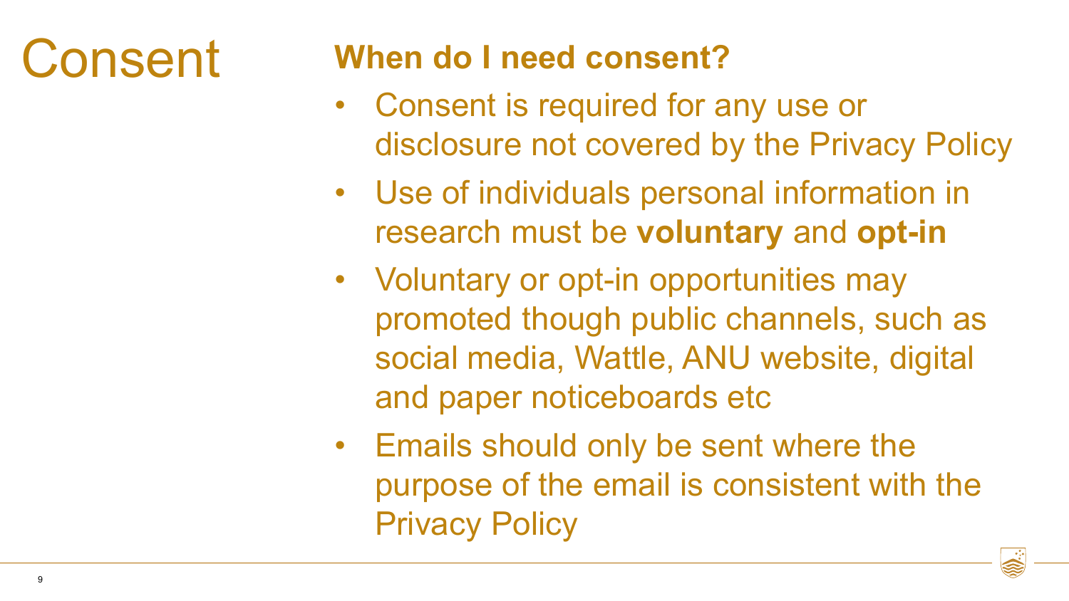# Consent

## When do I need consent?

- Consent is required for any use or disclosure not covered by the Privacy Policy
- Use of individuals personal information in research must be **voluntary** and **opt-in**
- Voluntary or opt-in opportunities may promoted though public channels, such as social media, Wattle, ANU website, digital and paper noticeboards etc
- Emails should only be sent where the purpose of the email is consistent with the Privacy Policy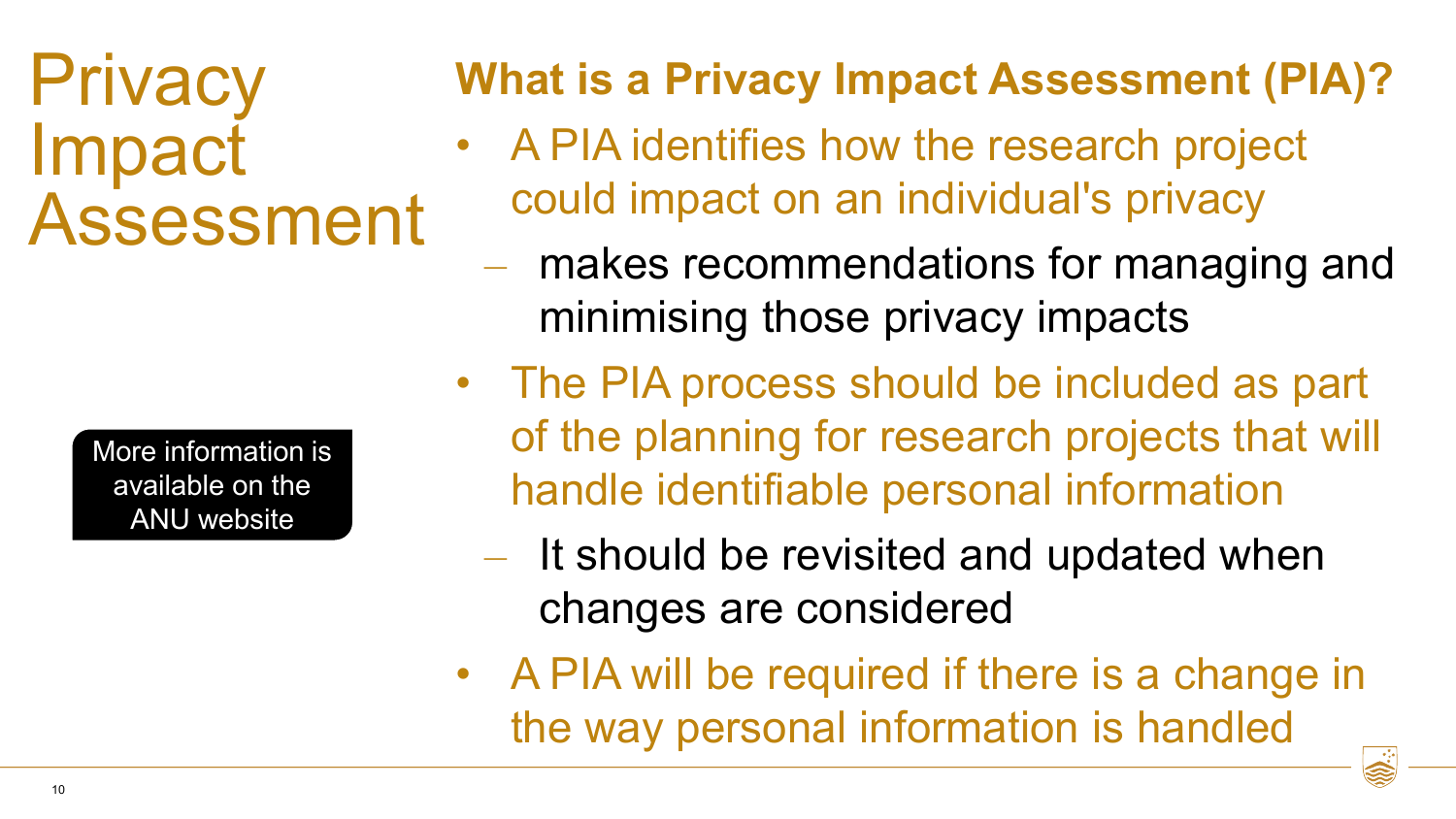# Privacy Impact Assessment

More information is available on the ANU website

## What is a Privacy Impact Assessment (PIA)?

- A PIA identifies how the research project could impact on an individual's privacy
  - makes recommendations for managing and minimising those privacy impacts
- The PIA process should be included as part of the planning for research projects that will handle identifiable personal information
  - It should be revisited and updated when changes are considered
- A PIA will be required if there is a change in the way personal information is handled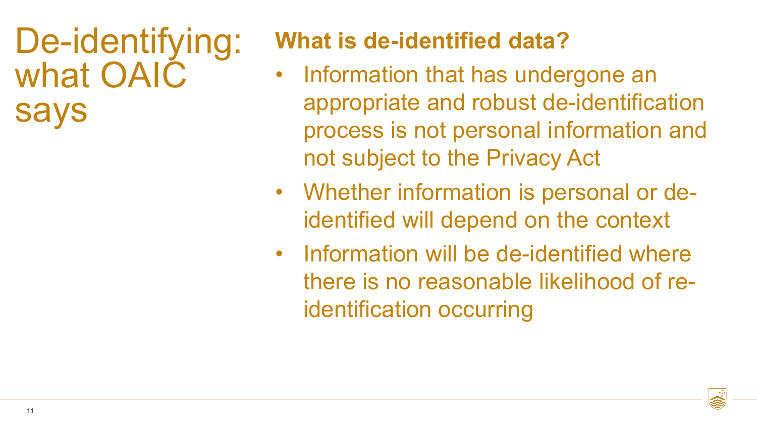# De-identifying: what OAIC says

## What is de-identified data?

- Information that has undergone an appropriate and robust de-identification process is not personal information and not subject to the Privacy Act
- Whether information is personal or de-identified will depend on the context
- Information will be de-identified where there is no reasonable likelihood of re-identification occurring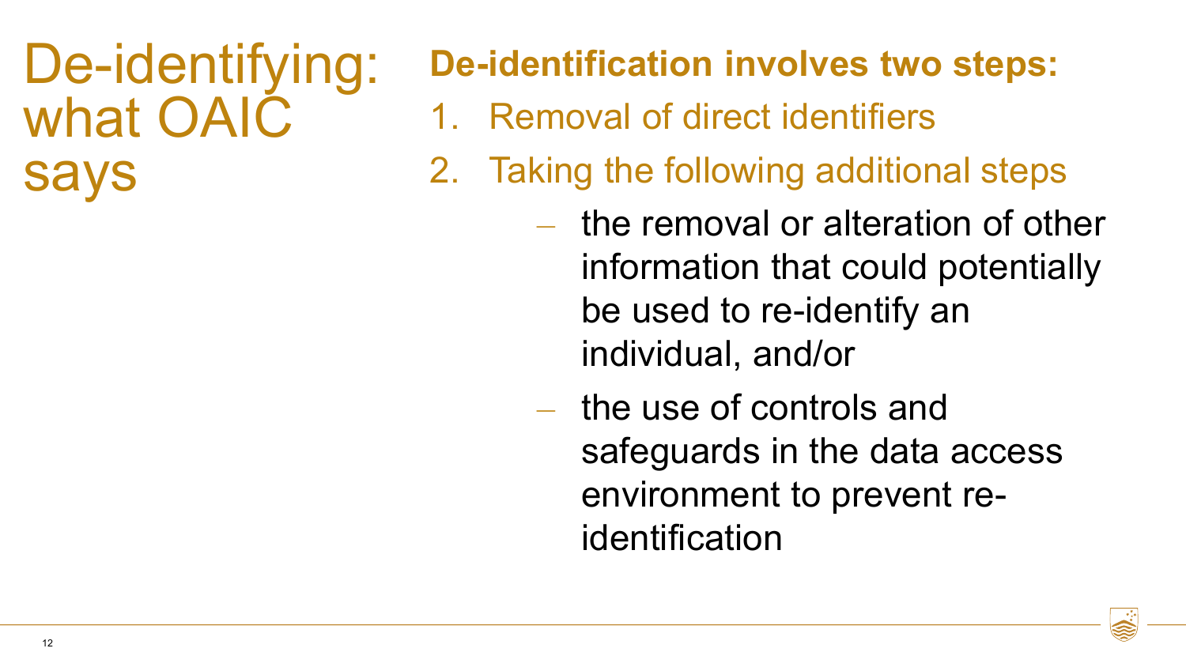# De-identifying: what OAIC says

**De-identification involves two steps:**

1. Removal of direct identifiers
2. Taking the following additional steps
   - the removal or alteration of other information that could potentially be used to re-identify an individual, and/or
   - the use of controls and safeguards in the data access environment to prevent re-identification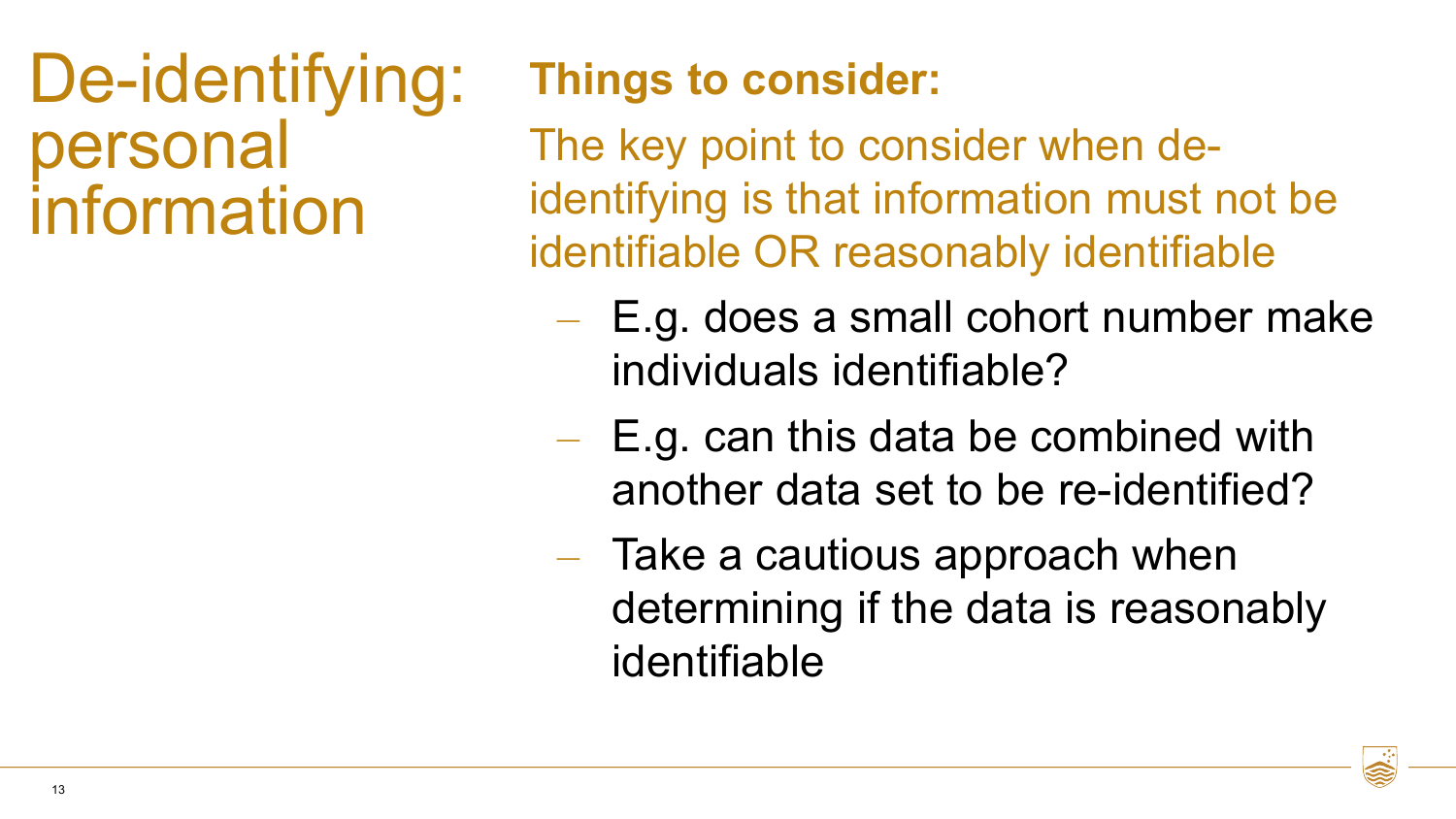# De-identifying: personal information

**Things to consider:**

The key point to consider when de-identifying is that information must not be identifiable OR reasonably identifiable

- E.g. does a small cohort number make individuals identifiable?
- E.g. can this data be combined with another data set to be re-identified?
- Take a cautious approach when determining if the data is reasonably identifiable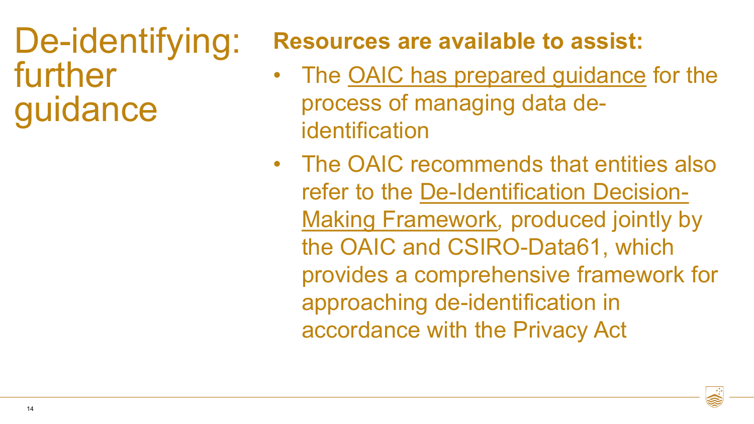# De-identifying: further guidance

**Resources are available to assist:**

- The OAIC has prepared guidance for the process of managing data de-identification
- The OAIC recommends that entities also refer to the De-Identification Decision-Making Framework, produced jointly by the OAIC and CSIRO-Data61, which provides a comprehensive framework for approaching de-identification in accordance with the Privacy Act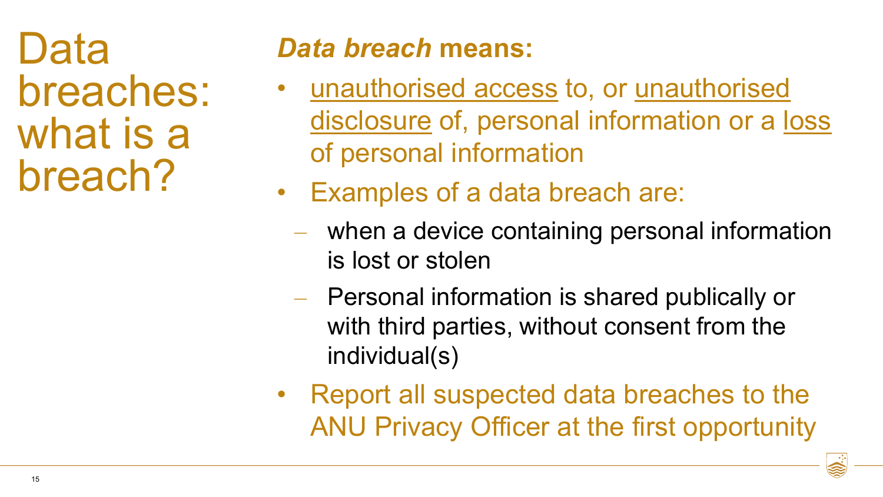# Data breaches: what is a breach?

***Data breach* means:**

- <u>unauthorised access</u> to, or <u>unauthorised disclosure</u> of, personal information or a <u>loss</u> of personal information
- Examples of a data breach are:
  - when a device containing personal information is lost or stolen
  - Personal information is shared publically or with third parties, without consent from the individual(s)
- Report all suspected data breaches to the ANU Privacy Officer at the first opportunity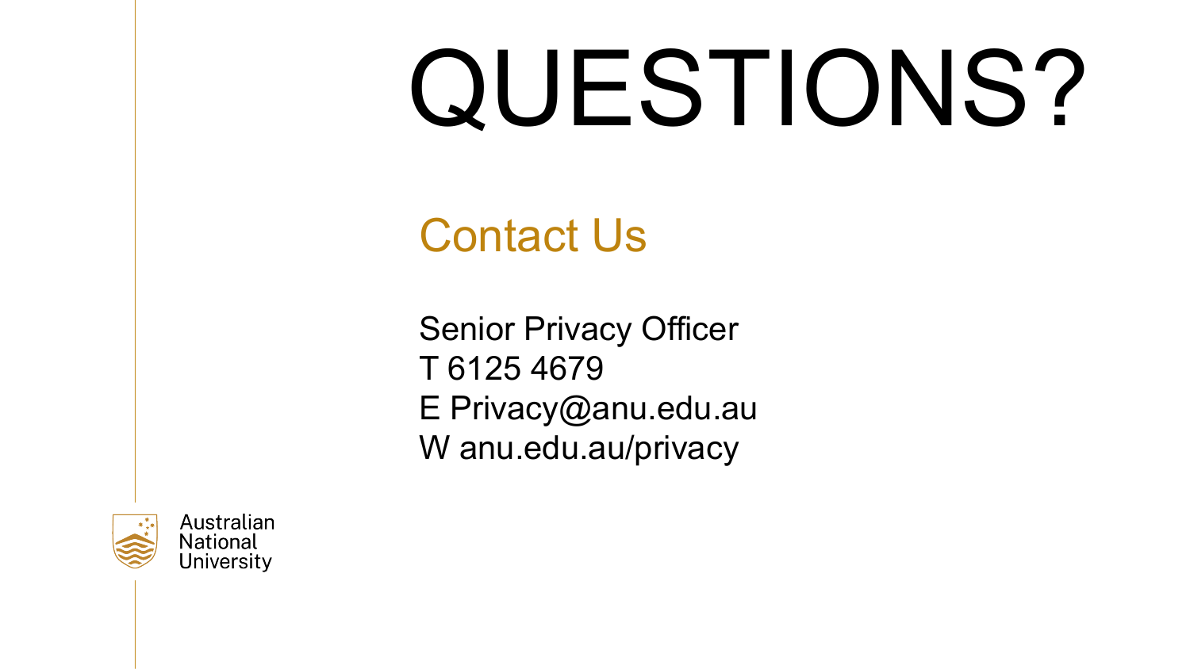# QUESTIONS?

## Contact Us

Senior Privacy Officer
T 6125 4679
E Privacy@anu.edu.au
W anu.edu.au/privacy

Australian National University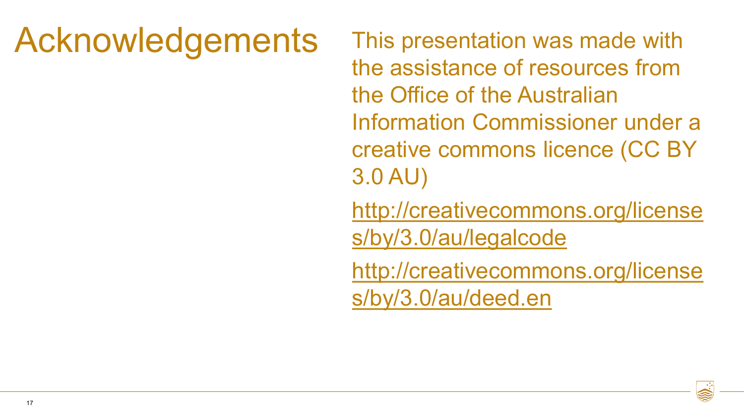# Acknowledgements

This presentation was made with the assistance of resources from the Office of the Australian Information Commissioner under a creative commons licence (CC BY 3.0 AU)

http://creativecommons.org/licenses/by/3.0/au/legalcode

http://creativecommons.org/licenses/by/3.0/au/deed.en